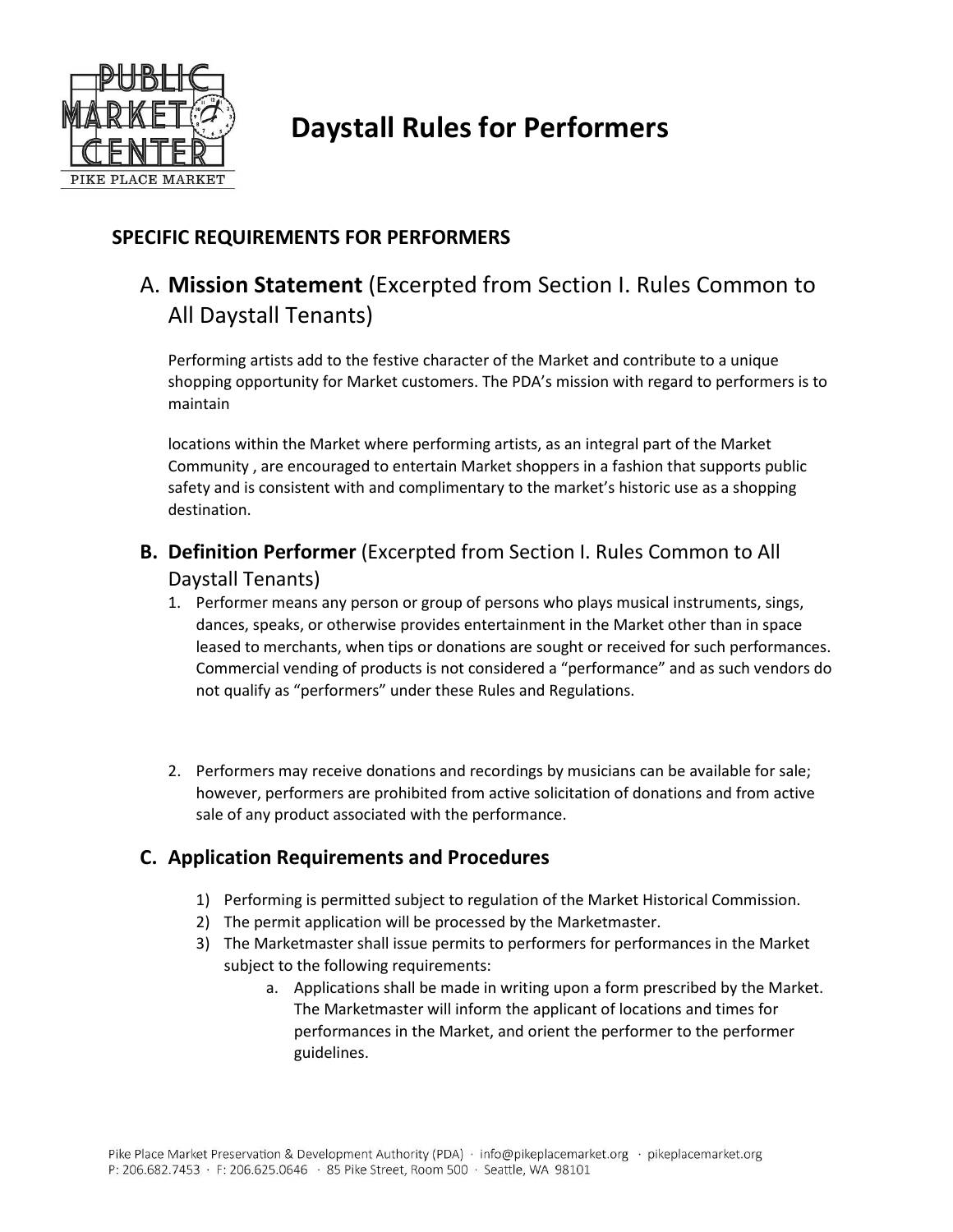# Daystall Rules for Performers

## SPECIFIC REQUIREMENTS FOR PERFORMERS

### A. **Mission Statement** (Excerpted from Section I. Rules Common to All Daystall Tenants)

Performing artists add to the festive character of the Market and contribute to a unique shopping opportunity for Market customers. The PDA's mission with regard to performers is to maintain

locations within the Market where performing artists, as an integral part of the Market Community , are encouraged to entertain Market shoppers in a fashion that supports public safety and is consistent with and complimentary to the market's historic use as a shopping destination.

### B. **Definition Performer** (Excerpted from Section I. Rules Common to All Daystall Tenants)

1. Performer means any person or group of persons who plays musical instruments, sings, dances, speaks, or otherwise provides entertainment in the Market other than in space leased to merchants, when tips or donations are sought or received for such performances. Commercial vending of products is not considered a "performance" and as such vendors do not qualify as "performers" under these Rules and Regulations.

2. Performers may receive donations and recordings by musicians can be available for sale; however, performers are prohibited from active solicitation of donations and from active sale of any product associated with the performance.

### C. Application Requirements and Procedures

1) Performing is permitted subject to regulation of the Market Historical Commission.
2) The permit application will be processed by the Marketmaster.
3) The Marketmaster shall issue permits to performers for performances in the Market subject to the following requirements:
    a. Applications shall be made in writing upon a form prescribed by the Market. The Marketmaster will inform the applicant of locations and times for performances in the Market, and orient the performer to the performer guidelines.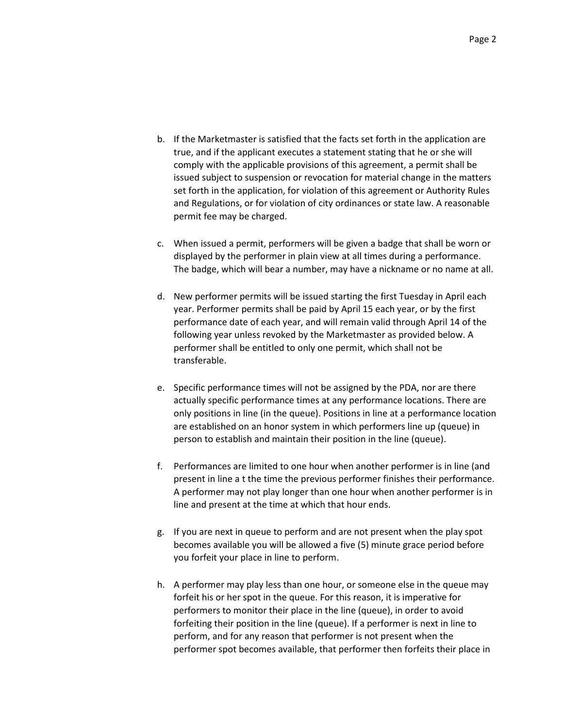b. If the Marketmaster is satisfied that the facts set forth in the application are true, and if the applicant executes a statement stating that he or she will comply with the applicable provisions of this agreement, a permit shall be issued subject to suspension or revocation for material change in the matters set forth in the application, for violation of this agreement or Authority Rules and Regulations, or for violation of city ordinances or state law. A reasonable permit fee may be charged.

c. When issued a permit, performers will be given a badge that shall be worn or displayed by the performer in plain view at all times during a performance. The badge, which will bear a number, may have a nickname or no name at all.

d. New performer permits will be issued starting the first Tuesday in April each year. Performer permits shall be paid by April 15 each year, or by the first performance date of each year, and will remain valid through April 14 of the following year unless revoked by the Marketmaster as provided below. A performer shall be entitled to only one permit, which shall not be transferable.

e. Specific performance times will not be assigned by the PDA, nor are there actually specific performance times at any performance locations. There are only positions in line (in the queue). Positions in line at a performance location are established on an honor system in which performers line up (queue) in person to establish and maintain their position in the line (queue).

f. Performances are limited to one hour when another performer is in line (and present in line a t the time the previous performer finishes their performance. A performer may not play longer than one hour when another performer is in line and present at the time at which that hour ends.

g. If you are next in queue to perform and are not present when the play spot becomes available you will be allowed a five (5) minute grace period before you forfeit your place in line to perform.

h. A performer may play less than one hour, or someone else in the queue may forfeit his or her spot in the queue. For this reason, it is imperative for performers to monitor their place in the line (queue), in order to avoid forfeiting their position in the line (queue). If a performer is next in line to perform, and for any reason that performer is not present when the performer spot becomes available, that performer then forfeits their place in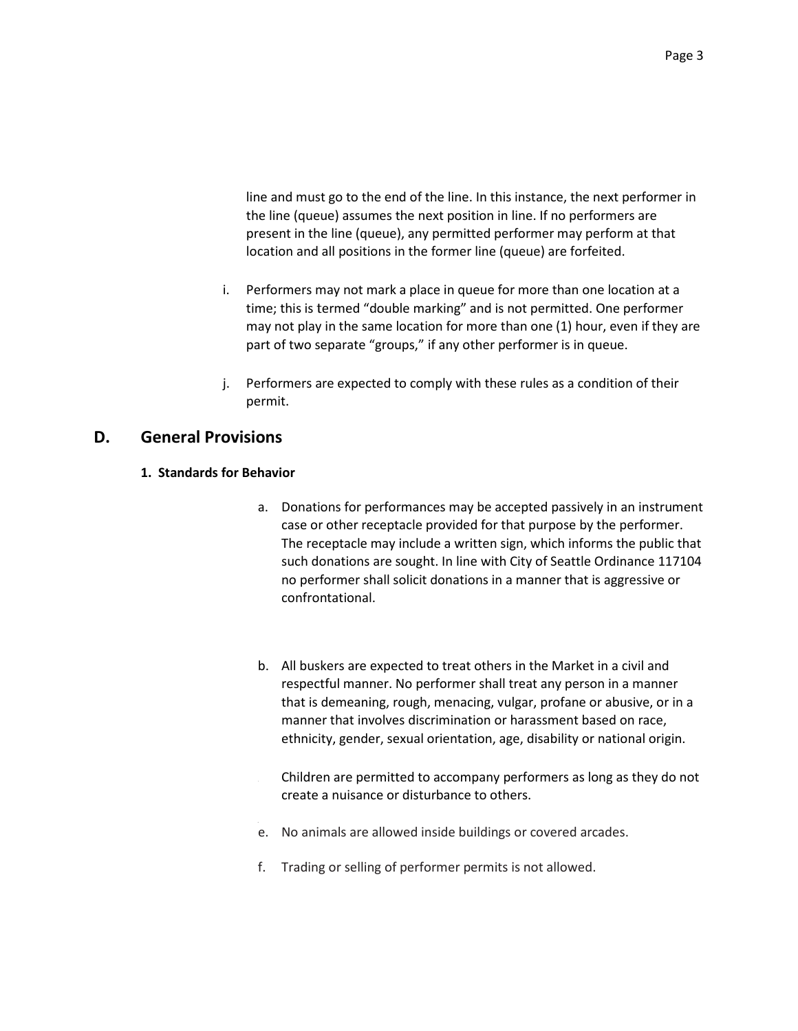line and must go to the end of the line. In this instance, the next performer in the line (queue) assumes the next position in line. If no performers are present in the line (queue), any permitted performer may perform at that location and all positions in the former line (queue) are forfeited.

i. Performers may not mark a place in queue for more than one location at a time; this is termed "double marking" and is not permitted. One performer may not play in the same location for more than one (1) hour, even if they are part of two separate "groups," if any other performer is in queue.

j. Performers are expected to comply with these rules as a condition of their permit.

## D. General Provisions

### 1. Standards for Behavior

a. Donations for performances may be accepted passively in an instrument case or other receptacle provided for that purpose by the performer. The receptacle may include a written sign, which informs the public that such donations are sought. In line with City of Seattle Ordinance 117104 no performer shall solicit donations in a manner that is aggressive or confrontational.

b. All buskers are expected to treat others in the Market in a civil and respectful manner. No performer shall treat any person in a manner that is demeaning, rough, menacing, vulgar, profane or abusive, or in a manner that involves discrimination or harassment based on race, ethnicity, gender, sexual orientation, age, disability or national origin.

Children are permitted to accompany performers as long as they do not create a nuisance or disturbance to others.

e. No animals are allowed inside buildings or covered arcades.

f. Trading or selling of performer permits is not allowed.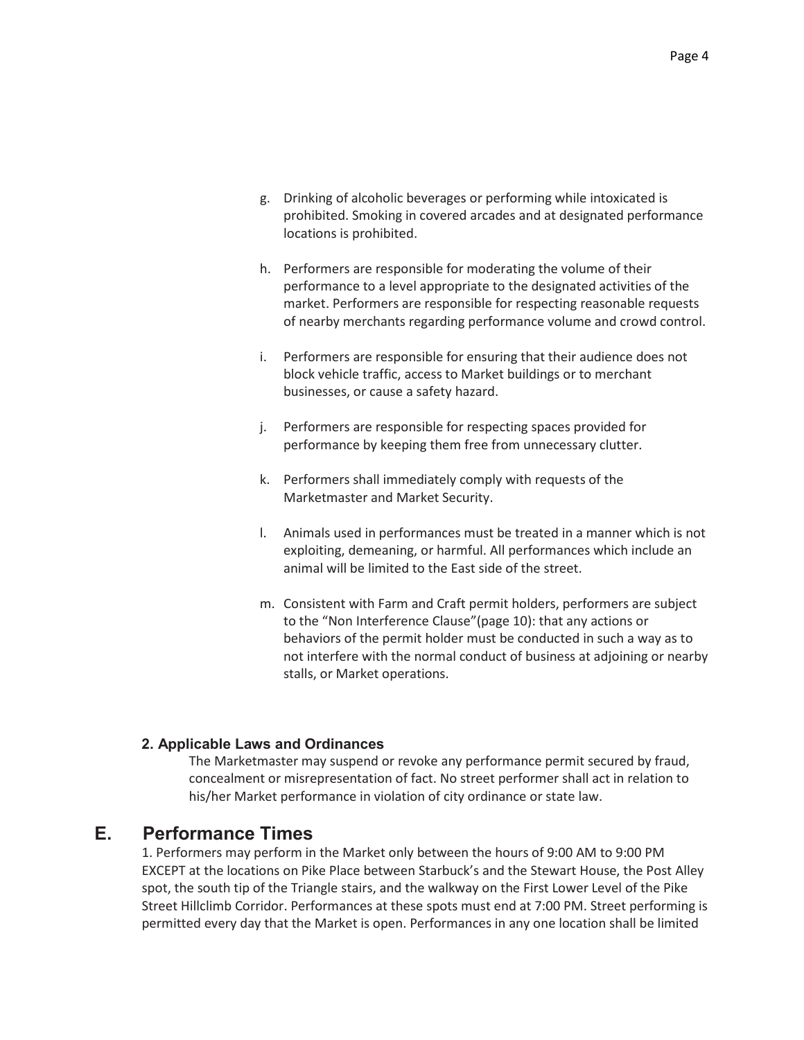g. Drinking of alcoholic beverages or performing while intoxicated is prohibited. Smoking in covered arcades and at designated performance locations is prohibited.

h. Performers are responsible for moderating the volume of their performance to a level appropriate to the designated activities of the market. Performers are responsible for respecting reasonable requests of nearby merchants regarding performance volume and crowd control.

i. Performers are responsible for ensuring that their audience does not block vehicle traffic, access to Market buildings or to merchant businesses, or cause a safety hazard.

j. Performers are responsible for respecting spaces provided for performance by keeping them free from unnecessary clutter.

k. Performers shall immediately comply with requests of the Marketmaster and Market Security.

l. Animals used in performances must be treated in a manner which is not exploiting, demeaning, or harmful. All performances which include an animal will be limited to the East side of the street.

m. Consistent with Farm and Craft permit holders, performers are subject to the "Non Interference Clause"(page 10): that any actions or behaviors of the permit holder must be conducted in such a way as to not interfere with the normal conduct of business at adjoining or nearby stalls, or Market operations.

### 2. Applicable Laws and Ordinances

The Marketmaster may suspend or revoke any performance permit secured by fraud, concealment or misrepresentation of fact. No street performer shall act in relation to his/her Market performance in violation of city ordinance or state law.

## E. Performance Times

1. Performers may perform in the Market only between the hours of 9:00 AM to 9:00 PM EXCEPT at the locations on Pike Place between Starbuck's and the Stewart House, the Post Alley spot, the south tip of the Triangle stairs, and the walkway on the First Lower Level of the Pike Street Hillclimb Corridor. Performances at these spots must end at 7:00 PM. Street performing is permitted every day that the Market is open. Performances in any one location shall be limited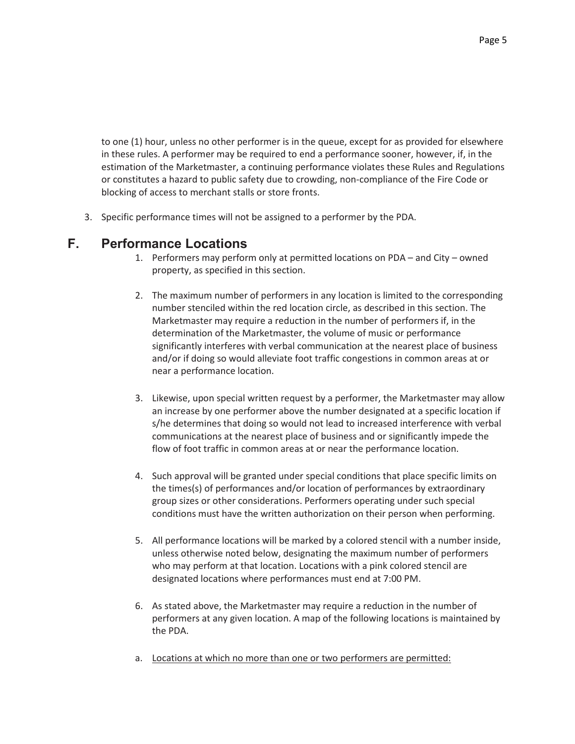to one (1) hour, unless no other performer is in the queue, except for as provided for elsewhere in these rules. A performer may be required to end a performance sooner, however, if, in the estimation of the Marketmaster, a continuing performance violates these Rules and Regulations or constitutes a hazard to public safety due to crowding, non-compliance of the Fire Code or blocking of access to merchant stalls or store fronts.

3. Specific performance times will not be assigned to a performer by the PDA.

## F. Performance Locations

1. Performers may perform only at permitted locations on PDA – and City – owned property, as specified in this section.

2. The maximum number of performers in any location is limited to the corresponding number stenciled within the red location circle, as described in this section. The Marketmaster may require a reduction in the number of performers if, in the determination of the Marketmaster, the volume of music or performance significantly interferes with verbal communication at the nearest place of business and/or if doing so would alleviate foot traffic congestions in common areas at or near a performance location.

3. Likewise, upon special written request by a performer, the Marketmaster may allow an increase by one performer above the number designated at a specific location if s/he determines that doing so would not lead to increased interference with verbal communications at the nearest place of business and or significantly impede the flow of foot traffic in common areas at or near the performance location.

4. Such approval will be granted under special conditions that place specific limits on the times(s) of performances and/or location of performances by extraordinary group sizes or other considerations. Performers operating under such special conditions must have the written authorization on their person when performing.

5. All performance locations will be marked by a colored stencil with a number inside, unless otherwise noted below, designating the maximum number of performers who may perform at that location. Locations with a pink colored stencil are designated locations where performances must end at 7:00 PM.

6. As stated above, the Marketmaster may require a reduction in the number of performers at any given location. A map of the following locations is maintained by the PDA.

a. <u>Locations at which no more than one or two performers are permitted:</u>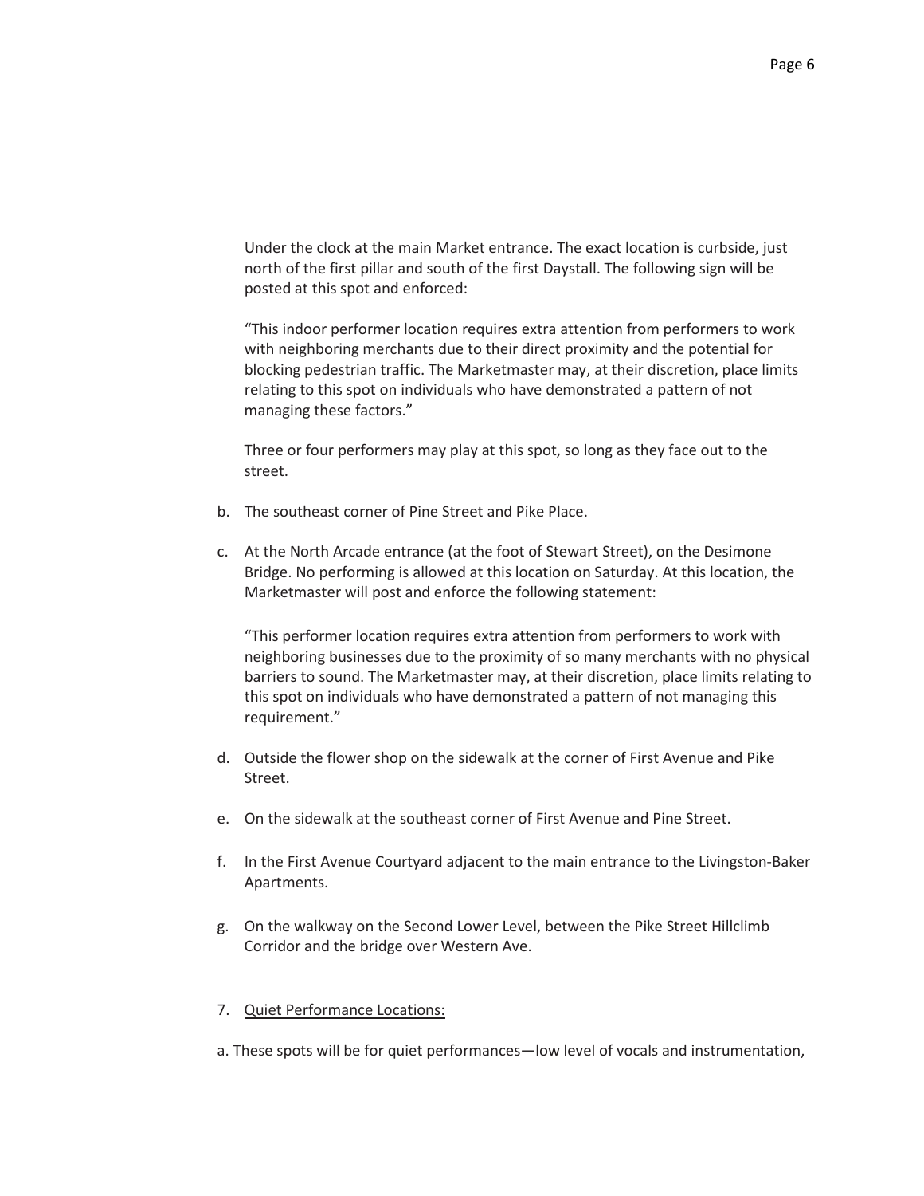Under the clock at the main Market entrance. The exact location is curbside, just north of the first pillar and south of the first Daystall. The following sign will be posted at this spot and enforced:

"This indoor performer location requires extra attention from performers to work with neighboring merchants due to their direct proximity and the potential for blocking pedestrian traffic. The Marketmaster may, at their discretion, place limits relating to this spot on individuals who have demonstrated a pattern of not managing these factors."

Three or four performers may play at this spot, so long as they face out to the street.

b. The southeast corner of Pine Street and Pike Place.

c. At the North Arcade entrance (at the foot of Stewart Street), on the Desimone Bridge. No performing is allowed at this location on Saturday. At this location, the Marketmaster will post and enforce the following statement:

   "This performer location requires extra attention from performers to work with neighboring businesses due to the proximity of so many merchants with no physical barriers to sound. The Marketmaster may, at their discretion, place limits relating to this spot on individuals who have demonstrated a pattern of not managing this requirement."

d. Outside the flower shop on the sidewalk at the corner of First Avenue and Pike Street.

e. On the sidewalk at the southeast corner of First Avenue and Pine Street.

f. In the First Avenue Courtyard adjacent to the main entrance to the Livingston-Baker Apartments.

g. On the walkway on the Second Lower Level, between the Pike Street Hillclimb Corridor and the bridge over Western Ave.

7. <u>Quiet Performance Locations:</u>

a. These spots will be for quiet performances—low level of vocals and instrumentation,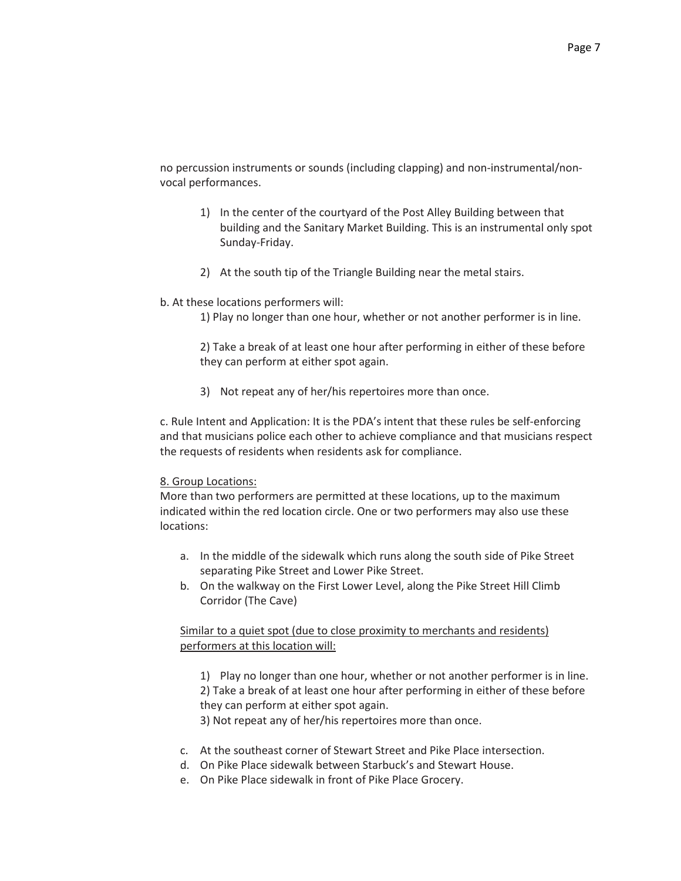no percussion instruments or sounds (including clapping) and non-instrumental/non-vocal performances.

1) In the center of the courtyard of the Post Alley Building between that building and the Sanitary Market Building. This is an instrumental only spot Sunday-Friday.

2) At the south tip of the Triangle Building near the metal stairs.

b. At these locations performers will:

1) Play no longer than one hour, whether or not another performer is in line.

2) Take a break of at least one hour after performing in either of these before they can perform at either spot again.

3) Not repeat any of her/his repertoires more than once.

c. Rule Intent and Application: It is the PDA's intent that these rules be self-enforcing and that musicians police each other to achieve compliance and that musicians respect the requests of residents when residents ask for compliance.

<u>8. Group Locations:</u>

More than two performers are permitted at these locations, up to the maximum indicated within the red location circle. One or two performers may also use these locations:

a. In the middle of the sidewalk which runs along the south side of Pike Street separating Pike Street and Lower Pike Street.
b. On the walkway on the First Lower Level, along the Pike Street Hill Climb Corridor (The Cave)

<u>Similar to a quiet spot (due to close proximity to merchants and residents) performers at this location will:</u>

1) Play no longer than one hour, whether or not another performer is in line.
2) Take a break of at least one hour after performing in either of these before they can perform at either spot again.
3) Not repeat any of her/his repertoires more than once.

c. At the southeast corner of Stewart Street and Pike Place intersection.
d. On Pike Place sidewalk between Starbuck's and Stewart House.
e. On Pike Place sidewalk in front of Pike Place Grocery.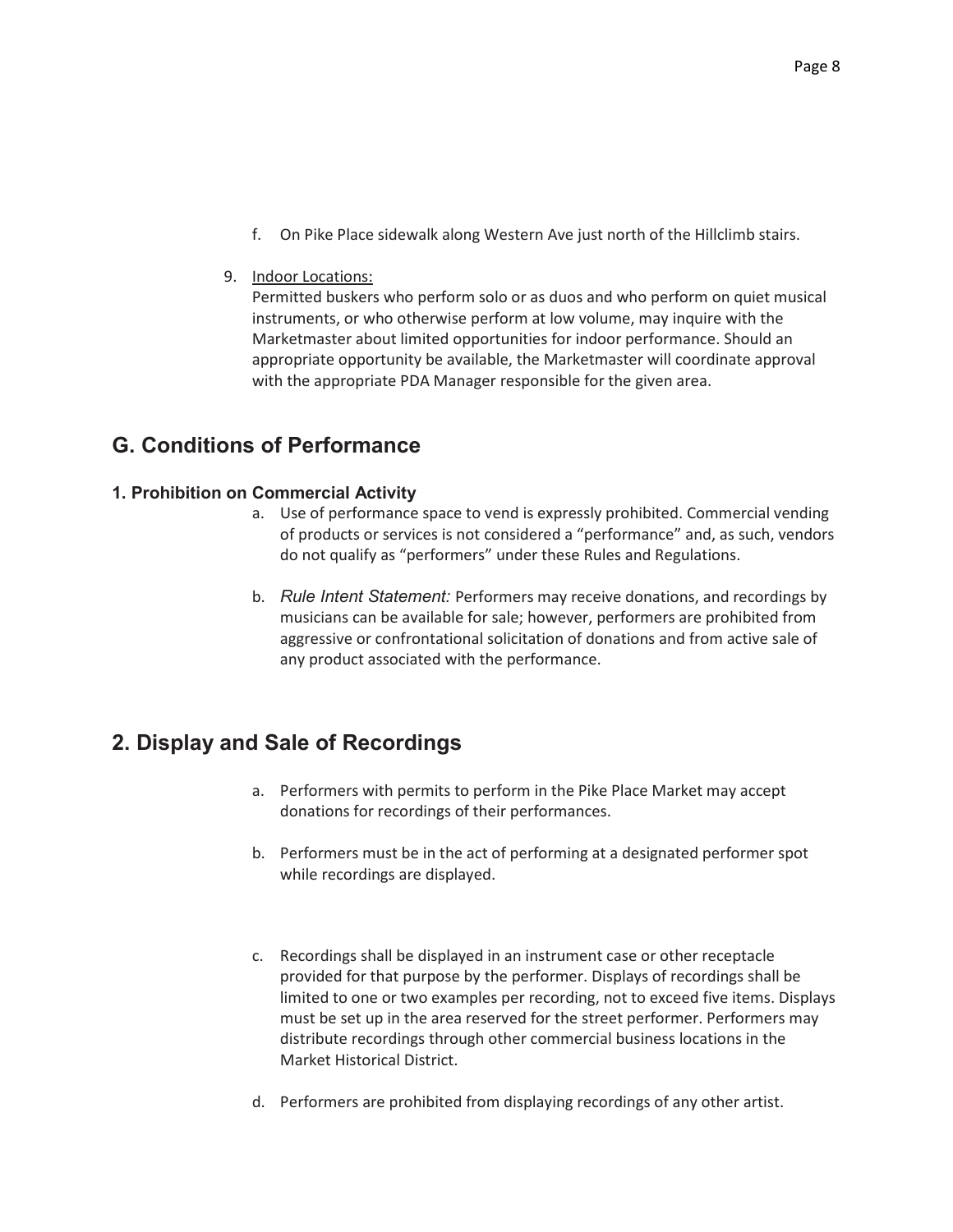f. On Pike Place sidewalk along Western Ave just north of the Hillclimb stairs.

9. Indoor Locations:
   Permitted buskers who perform solo or as duos and who perform on quiet musical instruments, or who otherwise perform at low volume, may inquire with the Marketmaster about limited opportunities for indoor performance. Should an appropriate opportunity be available, the Marketmaster will coordinate approval with the appropriate PDA Manager responsible for the given area.

## G. Conditions of Performance

#### 1. Prohibition on Commercial Activity

a. Use of performance space to vend is expressly prohibited. Commercial vending of products or services is not considered a "performance" and, as such, vendors do not qualify as "performers" under these Rules and Regulations.

b. *Rule Intent Statement:* Performers may receive donations, and recordings by musicians can be available for sale; however, performers are prohibited from aggressive or confrontational solicitation of donations and from active sale of any product associated with the performance.

## 2. Display and Sale of Recordings

a. Performers with permits to perform in the Pike Place Market may accept donations for recordings of their performances.

b. Performers must be in the act of performing at a designated performer spot while recordings are displayed.

c. Recordings shall be displayed in an instrument case or other receptacle provided for that purpose by the performer. Displays of recordings shall be limited to one or two examples per recording, not to exceed five items. Displays must be set up in the area reserved for the street performer. Performers may distribute recordings through other commercial business locations in the Market Historical District.

d. Performers are prohibited from displaying recordings of any other artist.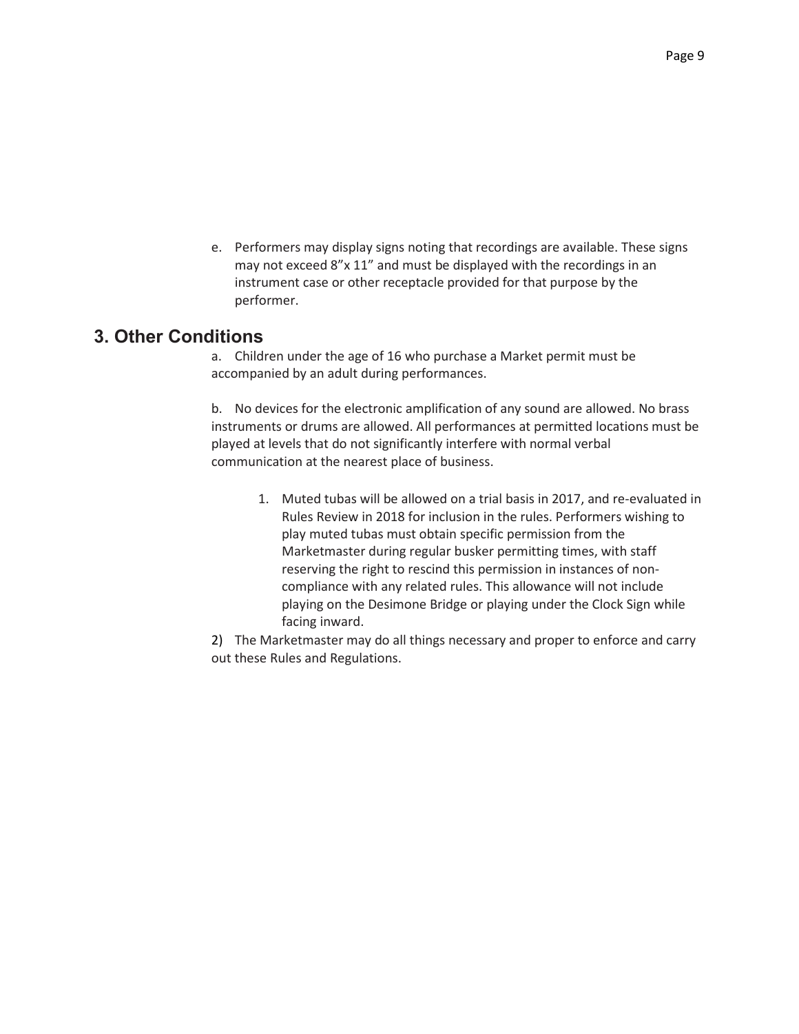e. Performers may display signs noting that recordings are available. These signs may not exceed 8"x 11" and must be displayed with the recordings in an instrument case or other receptacle provided for that purpose by the performer.

## 3. Other Conditions

a. Children under the age of 16 who purchase a Market permit must be accompanied by an adult during performances.

b. No devices for the electronic amplification of any sound are allowed. No brass instruments or drums are allowed. All performances at permitted locations must be played at levels that do not significantly interfere with normal verbal communication at the nearest place of business.

1. Muted tubas will be allowed on a trial basis in 2017, and re-evaluated in Rules Review in 2018 for inclusion in the rules. Performers wishing to play muted tubas must obtain specific permission from the Marketmaster during regular busker permitting times, with staff reserving the right to rescind this permission in instances of non-compliance with any related rules. This allowance will not include playing on the Desimone Bridge or playing under the Clock Sign while facing inward.

2) The Marketmaster may do all things necessary and proper to enforce and carry out these Rules and Regulations.